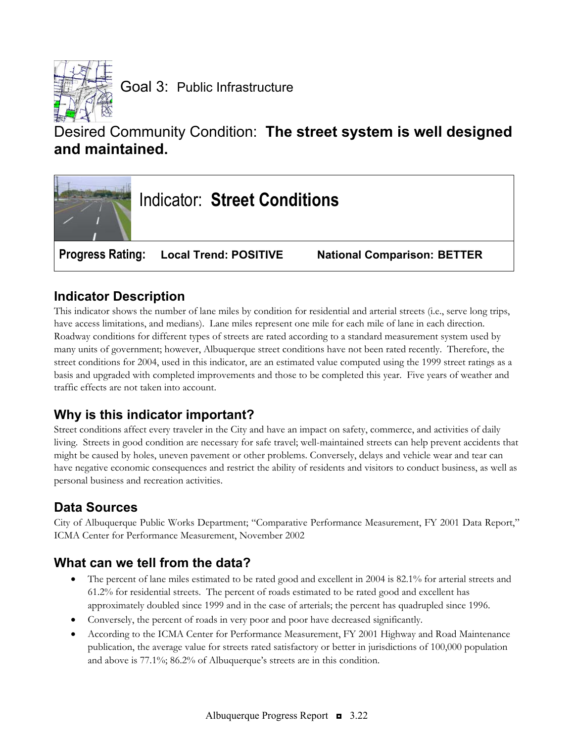# Goal 3: Public Infrastructure

## Desired Community Condition: **The street system is well designed and maintained.**

## Indicator: **Street Conditions**

**Progress Rating:** **Local Trend: POSITIVE** **National Comparison: BETTER**

### Indicator Description

This indicator shows the number of lane miles by condition for residential and arterial streets (i.e., serve long trips, have access limitations, and medians). Lane miles represent one mile for each mile of lane in each direction. Roadway conditions for different types of streets are rated according to a standard measurement system used by many units of government; however, Albuquerque street conditions have not been rated recently. Therefore, the street conditions for 2004, used in this indicator, are an estimated value computed using the 1999 street ratings as a basis and upgraded with completed improvements and those to be completed this year. Five years of weather and traffic effects are not taken into account.

### Why is this indicator important?

Street conditions affect every traveler in the City and have an impact on safety, commerce, and activities of daily living. Streets in good condition are necessary for safe travel; well-maintained streets can help prevent accidents that might be caused by holes, uneven pavement or other problems. Conversely, delays and vehicle wear and tear can have negative economic consequences and restrict the ability of residents and visitors to conduct business, as well as personal business and recreation activities.

### Data Sources

City of Albuquerque Public Works Department; "Comparative Performance Measurement, FY 2001 Data Report," ICMA Center for Performance Measurement, November 2002

### What can we tell from the data?

- The percent of lane miles estimated to be rated good and excellent in 2004 is 82.1% for arterial streets and 61.2% for residential streets. The percent of roads estimated to be rated good and excellent has approximately doubled since 1999 and in the case of arterials; the percent has quadrupled since 1996.
- Conversely, the percent of roads in very poor and poor have decreased significantly.
- According to the ICMA Center for Performance Measurement, FY 2001 Highway and Road Maintenance publication, the average value for streets rated satisfactory or better in jurisdictions of 100,000 population and above is 77.1%; 86.2% of Albuquerque's streets are in this condition.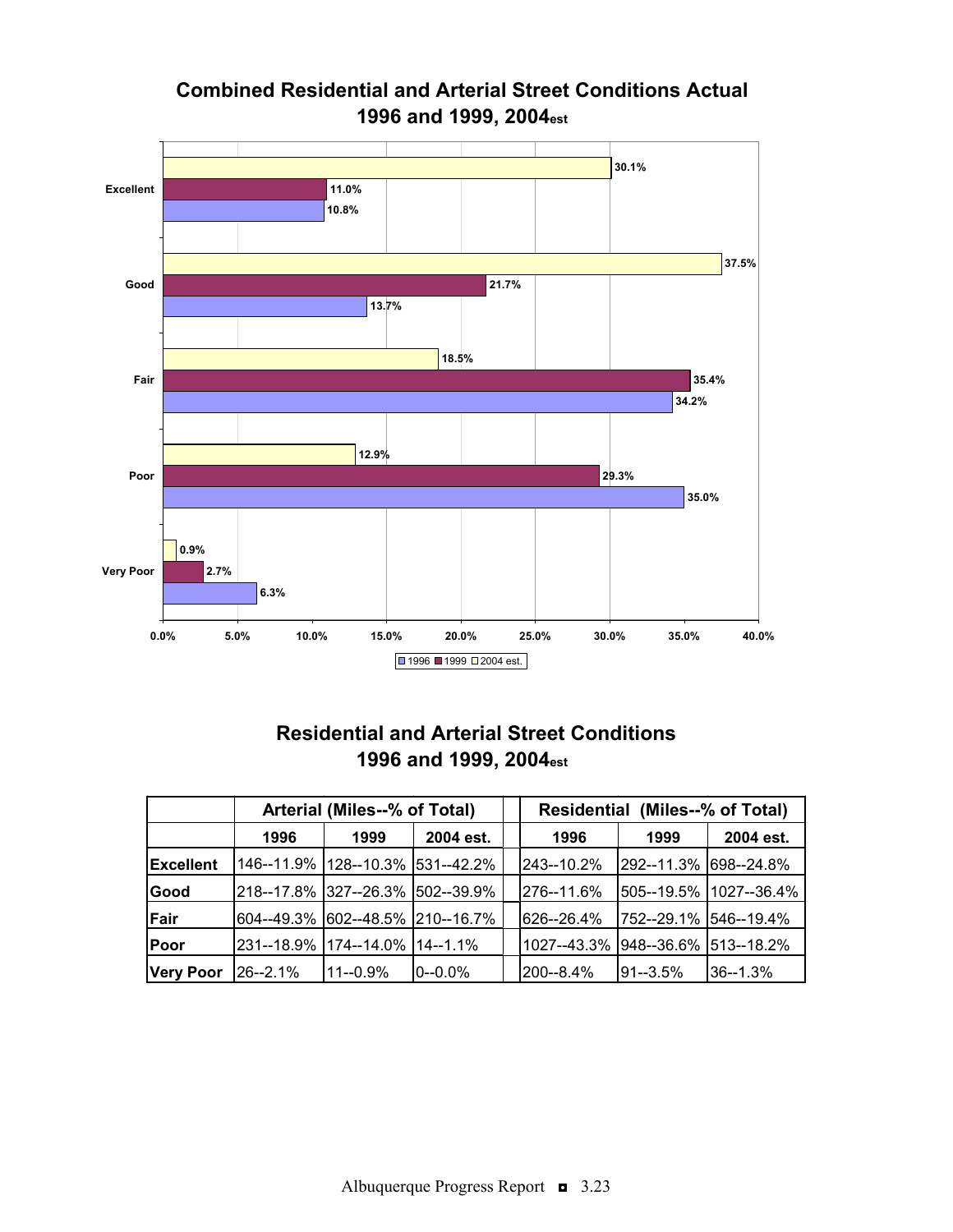## Combined Residential and Arterial Street Conditions Actual 1996 and 1999, 2004est

Excellent
30.1%
11.0%
10.8%

Good
37.5%
21.7%
13.7%

Fair
18.5%
35.4%
34.2%

Poor
12.9%
29.3%
35.0%

Very Poor
0.9%
2.7%
6.3%

0.0% 5.0% 10.0% 15.0% 20.0% 25.0% 30.0% 35.0% 40.0%

1996 1999 2004 est.

## Residential and Arterial Street Conditions 1996 and 1999, 2004est

| | Arterial (Miles--% of Total) | | | Residential (Miles--% of Total) | | |
|---|---|---|---|---|---|---|
| | 1996 | 1999 | 2004 est. | 1996 | 1999 | 2004 est. |
| **Excellent** | 146--11.9% | 128--10.3% | 531--42.2% | 243--10.2% | 292--11.3% | 698--24.8% |
| **Good** | 218--17.8% | 327--26.3% | 502--39.9% | 276--11.6% | 505--19.5% | 1027--36.4% |
| **Fair** | 604--49.3% | 602--48.5% | 210--16.7% | 626--26.4% | 752--29.1% | 546--19.4% |
| **Poor** | 231--18.9% | 174--14.0% | 14--1.1% | 1027--43.3% | 948--36.6% | 513--18.2% |
| **Very Poor** | 26--2.1% | 11--0.9% | 0--0.0% | 200--8.4% | 91--3.5% | 36--1.3% |